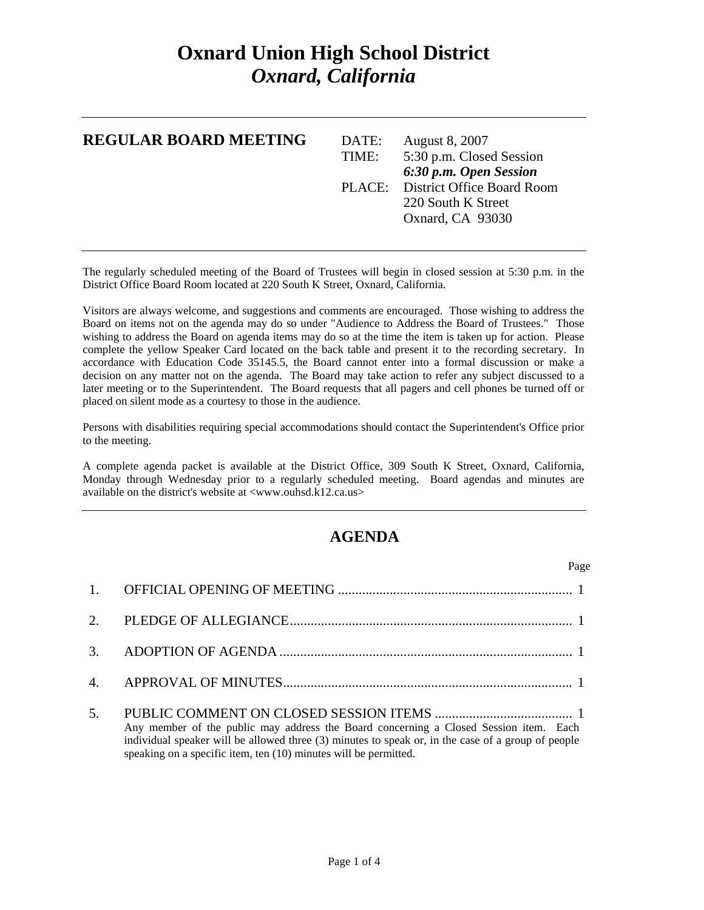# Oxnard Union High School District
## *Oxnard, California*

---

**REGULAR BOARD MEETING**

DATE: August 8, 2007
TIME: 5:30 p.m. Closed Session
***6:30 p.m. Open Session***
PLACE: District Office Board Room
220 South K Street
Oxnard, CA 93030

---

The regularly scheduled meeting of the Board of Trustees will begin in closed session at 5:30 p.m. in the District Office Board Room located at 220 South K Street, Oxnard, California.

Visitors are always welcome, and suggestions and comments are encouraged. Those wishing to address the Board on items not on the agenda may do so under "Audience to Address the Board of Trustees." Those wishing to address the Board on agenda items may do so at the time the item is taken up for action. Please complete the yellow Speaker Card located on the back table and present it to the recording secretary. In accordance with Education Code 35145.5, the Board cannot enter into a formal discussion or make a decision on any matter not on the agenda. The Board may take action to refer any subject discussed to a later meeting or to the Superintendent. The Board requests that all pagers and cell phones be turned off or placed on silent mode as a courtesy to those in the audience.

Persons with disabilities requiring special accommodations should contact the Superintendent's Office prior to the meeting.

A complete agenda packet is available at the District Office, 309 South K Street, Oxnard, California, Monday through Wednesday prior to a regularly scheduled meeting. Board agendas and minutes are available on the district's website at <www.ouhsd.k12.ca.us>

---

## AGENDA

| | | Page |
|---|---|---|
| 1. | OFFICIAL OPENING OF MEETING | 1 |
| 2. | PLEDGE OF ALLEGIANCE | 1 |
| 3. | ADOPTION OF AGENDA | 1 |
| 4. | APPROVAL OF MINUTES | 1 |
| 5. | PUBLIC COMMENT ON CLOSED SESSION ITEMS<br>Any member of the public may address the Board concerning a Closed Session item. Each individual speaker will be allowed three (3) minutes to speak or, in the case of a group of people speaking on a specific item, ten (10) minutes will be permitted. | 1 |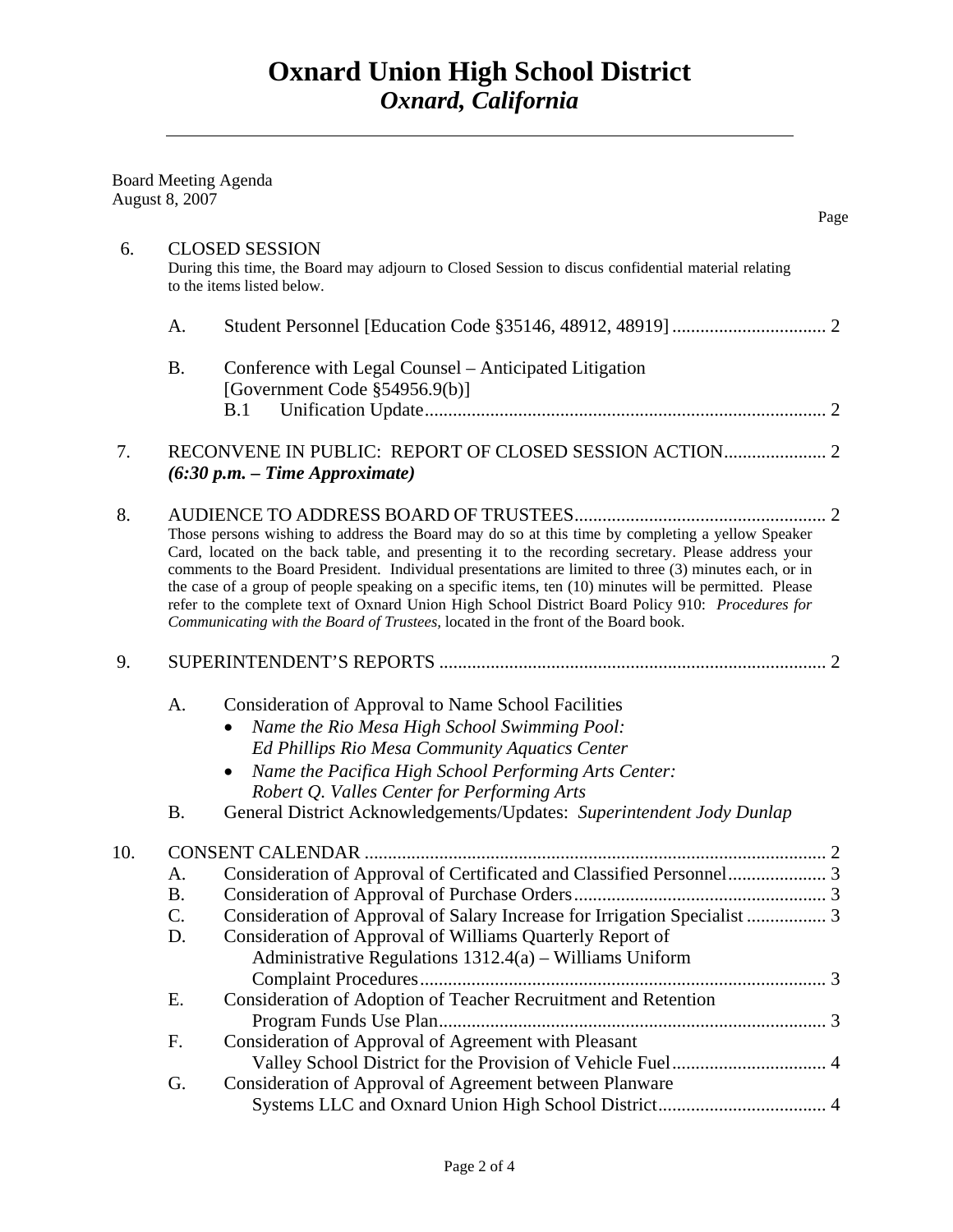# Oxnard Union High School District
## *Oxnard, California*

Board Meeting Agenda
August 8, 2007

Page

6. CLOSED SESSION
   During this time, the Board may adjourn to Closed Session to discus confidential material relating to the items listed below.

   A. Student Personnel [Education Code §35146, 48912, 48919] ................................. 2

   B. Conference with Legal Counsel – Anticipated Litigation
      [Government Code §54956.9(b)]
      B.1 Unification Update ...................................................................................... 2

7. RECONVENE IN PUBLIC: REPORT OF CLOSED SESSION ACTION...................... 2
   ***(6:30 p.m. – Time Approximate)***

8. AUDIENCE TO ADDRESS BOARD OF TRUSTEES...................................................... 2
   Those persons wishing to address the Board may do so at this time by completing a yellow Speaker Card, located on the back table, and presenting it to the recording secretary. Please address your comments to the Board President. Individual presentations are limited to three (3) minutes each, or in the case of a group of people speaking on a specific items, ten (10) minutes will be permitted. Please refer to the complete text of Oxnard Union High School District Board Policy 910: *Procedures for Communicating with the Board of Trustees,* located in the front of the Board book.

9. SUPERINTENDENT'S REPORTS ................................................................................... 2

   A. Consideration of Approval to Name School Facilities
      - *Name the Rio Mesa High School Swimming Pool: Ed Phillips Rio Mesa Community Aquatics Center*
      - *Name the Pacifica High School Performing Arts Center: Robert Q. Valles Center for Performing Arts*

   B. General District Acknowledgements/Updates: *Superintendent Jody Dunlap*

10. CONSENT CALENDAR .................................................................................................. 2
    A. Consideration of Approval of Certificated and Classified Personnel..................... 3
    B. Consideration of Approval of Purchase Orders...................................................... 3
    C. Consideration of Approval of Salary Increase for Irrigation Specialist ................. 3
    D. Consideration of Approval of Williams Quarterly Report of Administrative Regulations 1312.4(a) – Williams Uniform Complaint Procedures....................................................................................... 3
    E. Consideration of Adoption of Teacher Recruitment and Retention Program Funds Use Plan.................................................................................. 3
    F. Consideration of Approval of Agreement with Pleasant Valley School District for the Provision of Vehicle Fuel................................. 4
    G. Consideration of Approval of Agreement between Planware Systems LLC and Oxnard Union High School District.................................... 4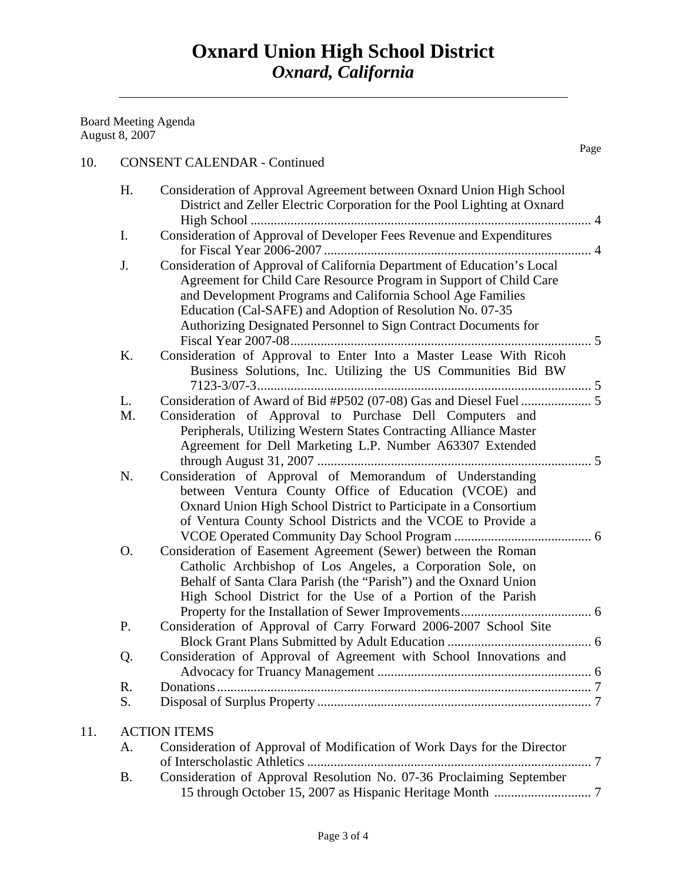# Oxnard Union High School District
## *Oxnard, California*

Board Meeting Agenda
August 8, 2007

Page

10. CONSENT CALENDAR - Continued

H. Consideration of Approval Agreement between Oxnard Union High School District and Zeller Electric Corporation for the Pool Lighting at Oxnard High School ..... 4

I. Consideration of Approval of Developer Fees Revenue and Expenditures for Fiscal Year 2006-2007 ..... 4

J. Consideration of Approval of California Department of Education's Local Agreement for Child Care Resource Program in Support of Child Care and Development Programs and California School Age Families Education (Cal-SAFE) and Adoption of Resolution No. 07-35 Authorizing Designated Personnel to Sign Contract Documents for Fiscal Year 2007-08 ..... 5

K. Consideration of Approval to Enter Into a Master Lease With Ricoh Business Solutions, Inc. Utilizing the US Communities Bid BW 7123-3/07-3 ..... 5

L. Consideration of Award of Bid #P502 (07-08) Gas and Diesel Fuel ..... 5

M. Consideration of Approval to Purchase Dell Computers and Peripherals, Utilizing Western States Contracting Alliance Master Agreement for Dell Marketing L.P. Number A63307 Extended through August 31, 2007 ..... 5

N. Consideration of Approval of Memorandum of Understanding between Ventura County Office of Education (VCOE) and Oxnard Union High School District to Participate in a Consortium of Ventura County School Districts and the VCOE to Provide a VCOE Operated Community Day School Program ..... 6

O. Consideration of Easement Agreement (Sewer) between the Roman Catholic Archbishop of Los Angeles, a Corporation Sole, on Behalf of Santa Clara Parish (the "Parish") and the Oxnard Union High School District for the Use of a Portion of the Parish Property for the Installation of Sewer Improvements ..... 6

P. Consideration of Approval of Carry Forward 2006-2007 School Site Block Grant Plans Submitted by Adult Education ..... 6

Q. Consideration of Approval of Agreement with School Innovations and Advocacy for Truancy Management ..... 6

R. Donations ..... 7

S. Disposal of Surplus Property ..... 7

11. ACTION ITEMS

A. Consideration of Approval of Modification of Work Days for the Director of Interscholastic Athletics ..... 7

B. Consideration of Approval Resolution No. 07-36 Proclaiming September 15 through October 15, 2007 as Hispanic Heritage Month ..... 7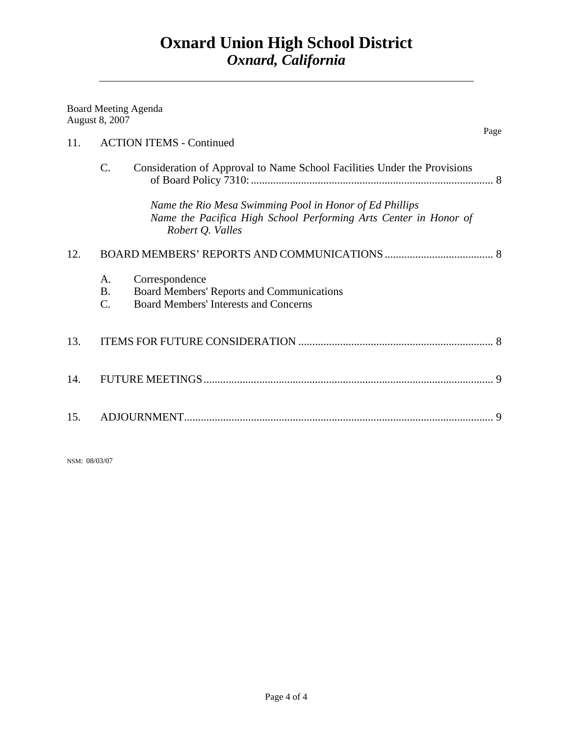# Oxnard Union High School District
## *Oxnard, California*

---

Board Meeting Agenda
August 8, 2007

Page

11. ACTION ITEMS - Continued

    C. Consideration of Approval to Name School Facilities Under the Provisions of Board Policy 7310: ........ 8

       *Name the Rio Mesa Swimming Pool in Honor of Ed Phillips*
       *Name the Pacifica High School Performing Arts Center in Honor of Robert Q. Valles*

12. BOARD MEMBERS' REPORTS AND COMMUNICATIONS ........ 8

    A. Correspondence
    B. Board Members' Reports and Communications
    C. Board Members' Interests and Concerns

13. ITEMS FOR FUTURE CONSIDERATION ........ 8

14. FUTURE MEETINGS ........ 9

15. ADJOURNMENT ........ 9

NSM: 08/03/07